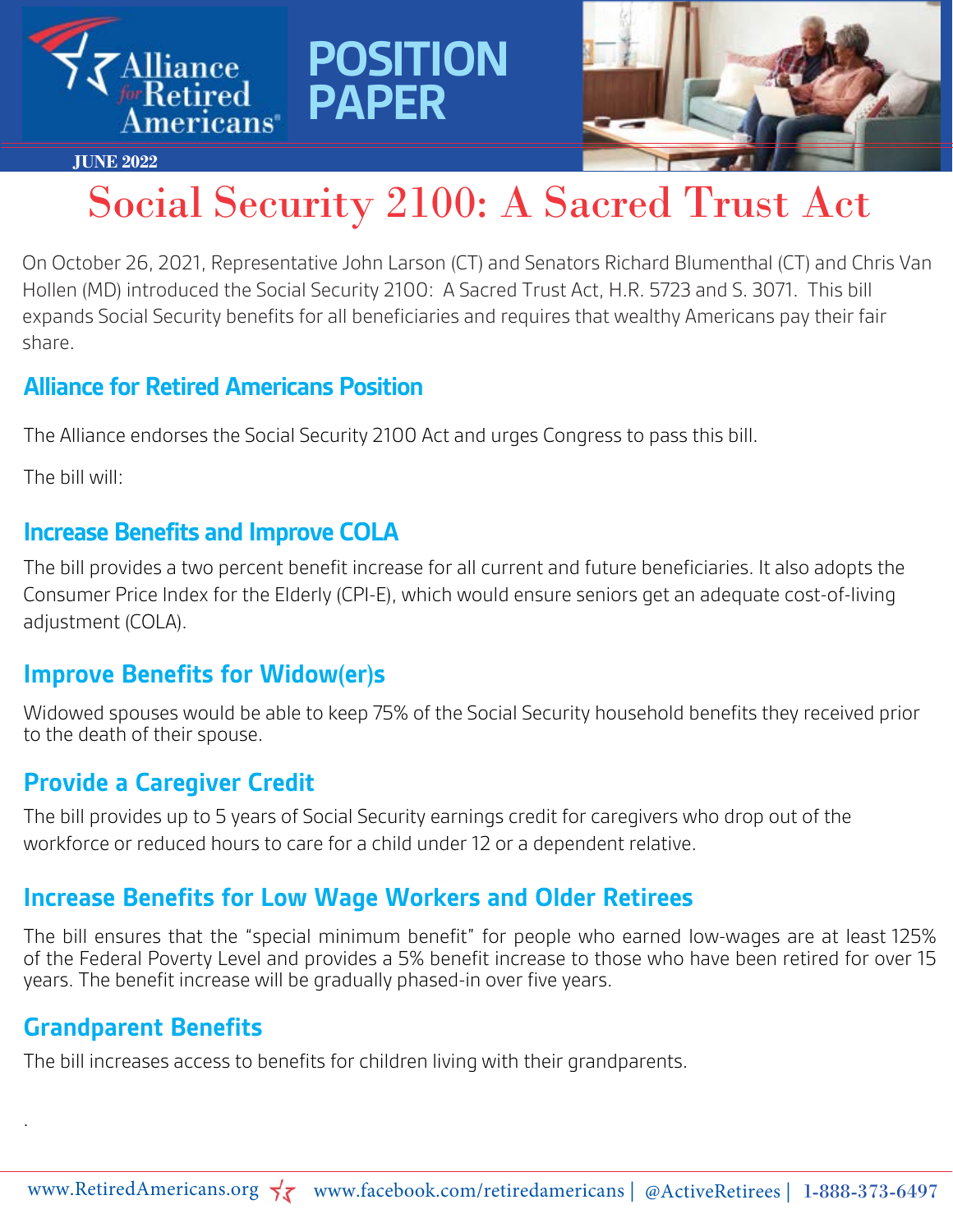Alliance for Retired Americans

# POSITION PAPER

JUNE 2022

# Social Security 2100: A Sacred Trust Act

On October 26, 2021, Representative John Larson (CT) and Senators Richard Blumenthal (CT) and Chris Van Hollen (MD) introduced the Social Security 2100: A Sacred Trust Act, H.R. 5723 and S. 3071. This bill expands Social Security benefits for all beneficiaries and requires that wealthy Americans pay their fair share.

## Alliance for Retired Americans Position

The Alliance endorses the Social Security 2100 Act and urges Congress to pass this bill.

The bill will:

## Increase Benefits and Improve COLA

The bill provides a two percent benefit increase for all current and future beneficiaries. It also adopts the Consumer Price Index for the Elderly (CPI-E), which would ensure seniors get an adequate cost-of-living adjustment (COLA).

## Improve Benefits for Widow(er)s

Widowed spouses would be able to keep 75% of the Social Security household benefits they received prior to the death of their spouse.

## Provide a Caregiver Credit

The bill provides up to 5 years of Social Security earnings credit for caregivers who drop out of the workforce or reduced hours to care for a child under 12 or a dependent relative.

## Increase Benefits for Low Wage Workers and Older Retirees

The bill ensures that the "special minimum benefit" for people who earned low-wages are at least 125% of the Federal Poverty Level and provides a 5% benefit increase to those who have been retired for over 15 years. The benefit increase will be gradually phased-in over five years.

## Grandparent Benefits

The bill increases access to benefits for children living with their grandparents.

www.RetiredAmericans.org | www.facebook.com/retiredamericans | @ActiveRetirees | 1-888-373-6497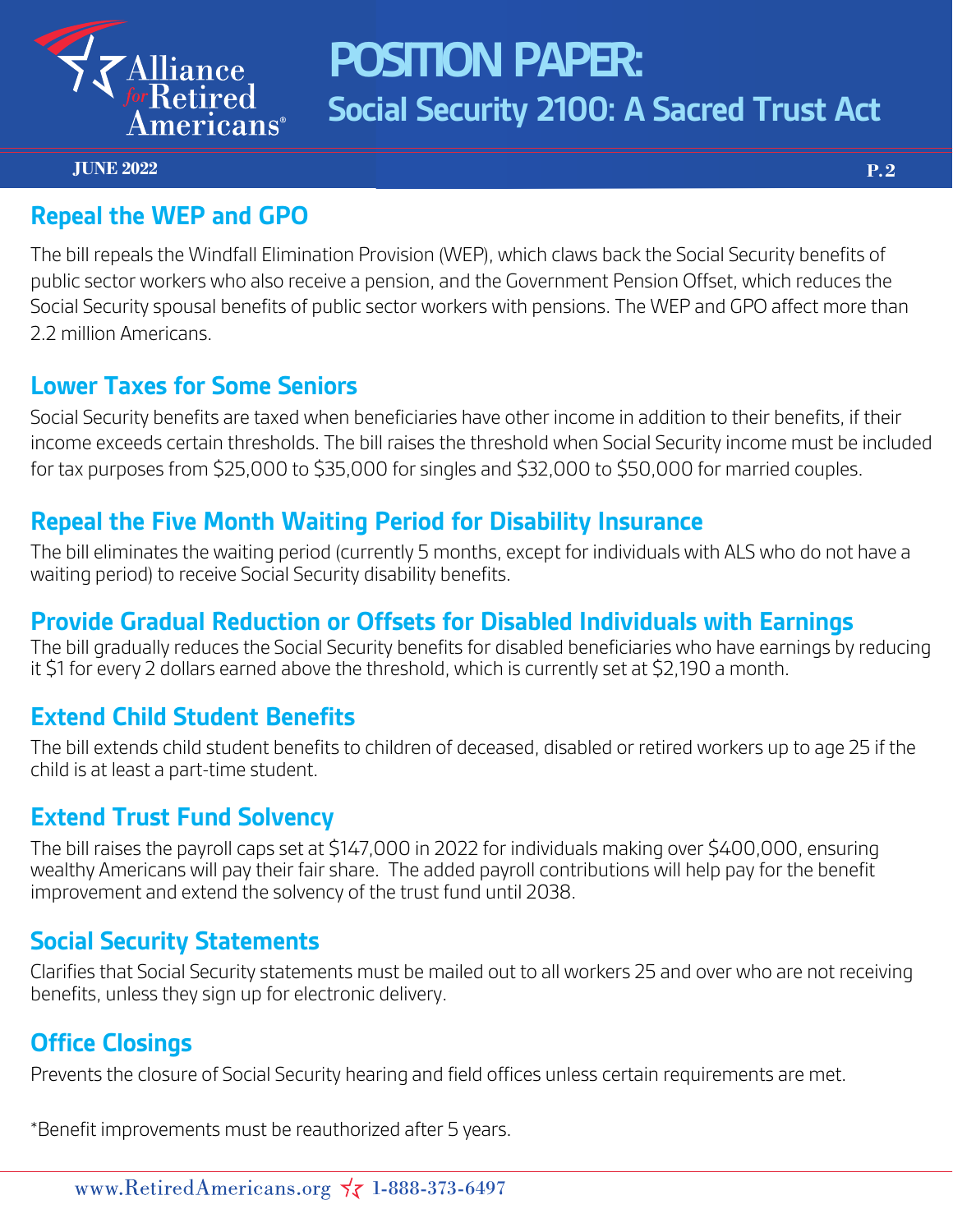## Repeal the WEP and GPO

The bill repeals the Windfall Elimination Provision (WEP), which claws back the Social Security benefits of public sector workers who also receive a pension, and the Government Pension Offset, which reduces the Social Security spousal benefits of public sector workers with pensions. The WEP and GPO affect more than 2.2 million Americans.

## Lower Taxes for Some Seniors

Social Security benefits are taxed when beneficiaries have other income in addition to their benefits, if their income exceeds certain thresholds. The bill raises the threshold when Social Security income must be included for tax purposes from $25,000 to $35,000 for singles and $32,000 to $50,000 for married couples.

## Repeal the Five Month Waiting Period for Disability Insurance

The bill eliminates the waiting period (currently 5 months, except for individuals with ALS who do not have a waiting period) to receive Social Security disability benefits.

## Provide Gradual Reduction or Offsets for Disabled Individuals with Earnings

The bill gradually reduces the Social Security benefits for disabled beneficiaries who have earnings by reducing it $1 for every 2 dollars earned above the threshold, which is currently set at $2,190 a month.

## Extend Child Student Benefits

The bill extends child student benefits to children of deceased, disabled or retired workers up to age 25 if the child is at least a part-time student.

## Extend Trust Fund Solvency

The bill raises the payroll caps set at $147,000 in 2022 for individuals making over $400,000, ensuring wealthy Americans will pay their fair share. The added payroll contributions will help pay for the benefit improvement and extend the solvency of the trust fund until 2038.

## Social Security Statements

Clarifies that Social Security statements must be mailed out to all workers 25 and over who are not receiving benefits, unless they sign up for electronic delivery.

## Office Closings

Prevents the closure of Social Security hearing and field offices unless certain requirements are met.

*Benefit improvements must be reauthorized after 5 years.